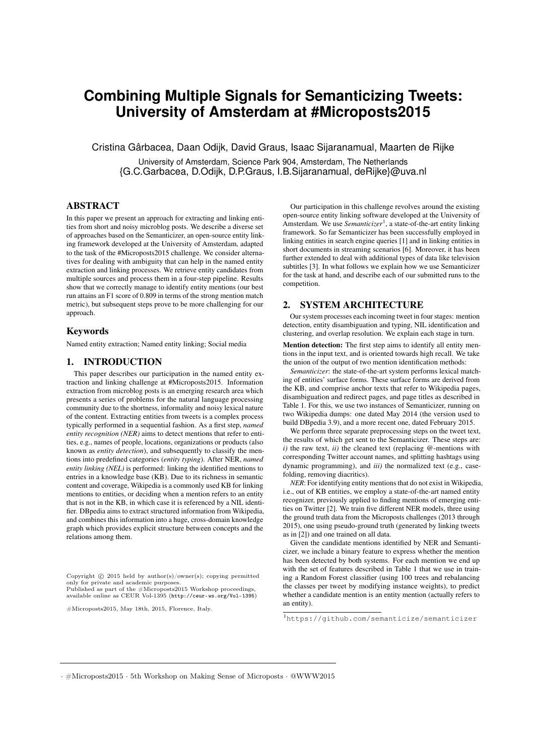# Combining Multiple Signals for Semanticizing Tweets: University of Amsterdam at #Microposts2015

Cristina Gârbacea, Daan Odijk, David Graus, Isaac Sijaranamual, Maarten de Rijke

University of Amsterdam, Science Park 904, Amsterdam, The Netherlands
{G.C.Garbacea, D.Odijk, D.P.Graus, I.B.Sijaranamual, deRijke}@uva.nl

## ABSTRACT

In this paper we present an approach for extracting and linking entities from short and noisy microblog posts. We describe a diverse set of approaches based on the Semanticizer, an open-source entity linking framework developed at the University of Amsterdam, adapted to the task of the #Microposts2015 challenge. We consider alternatives for dealing with ambiguity that can help in the named entity extraction and linking processes. We retrieve entity candidates from multiple sources and process them in a four-step pipeline. Results show that we correctly manage to identify entity mentions (our best run attains an F1 score of 0.809 in terms of the strong mention match metric), but subsequent steps prove to be more challenging for our approach.

## Keywords

Named entity extraction; Named entity linking; Social media

## 1. INTRODUCTION

This paper describes our participation in the named entity extraction and linking challenge at #Microposts2015. Information extraction from microblog posts is an emerging research area which presents a series of problems for the natural language processing community due to the shortness, informality and noisy lexical nature of the content. Extracting entities from tweets is a complex process typically performed in a sequential fashion. As a first step, *named entity recognition (NER)* aims to detect mentions that refer to entities, e.g., names of people, locations, organizations or products (also known as *entity detection*), and subsequently to classify the mentions into predefined categories (*entity typing*). After NER, *named entity linking (NEL)* is performed: linking the identified mentions to entries in a knowledge base (KB). Due to its richness in semantic content and coverage, Wikipedia is a commonly used KB for linking mentions to entities, or deciding when a mention refers to an entity that is not in the KB, in which case it is referenced by a NIL identifier. DBpedia aims to extract structured information from Wikipedia, and combines this information into a huge, cross-domain knowledge graph which provides explicit structure between concepts and the relations among them.

Copyright © 2015 held by author(s)/owner(s); copying permitted only for private and academic purposes.
Published as part of the #Microposts2015 Workshop proceedings, available online as CEUR Vol-1395 (http://ceur-ws.org/Vol-1395)

#Microposts2015, May 18th, 2015, Florence, Italy.

Our participation in this challenge revolves around the existing open-source entity linking software developed at the University of Amsterdam. We use *Semanticizer*[1], a state-of-the-art entity linking framework. So far Semanticizer has been successfully employed in linking entities in search engine queries [1] and in linking entities in short documents in streaming scenarios [6]. Moreover, it has been further extended to deal with additional types of data like television subtitles [3]. In what follows we explain how we use Semanticizer for the task at hand, and describe each of our submitted runs to the competition.

## 2. SYSTEM ARCHITECTURE

Our system processes each incoming tweet in four stages: mention detection, entity disambiguation and typing, NIL identification and clustering, and overlap resolution. We explain each stage in turn.

**Mention detection:** The first step aims to identify all entity mentions in the input text, and is oriented towards high recall. We take the union of the output of two mention identification methods:

*Semanticizer*: the state-of-the-art system performs lexical matching of entities' surface forms. These surface forms are derived from the KB, and comprise anchor texts that refer to Wikipedia pages, disambiguation and redirect pages, and page titles as described in Table 1. For this, we use two instances of Semanticizer, running on two Wikipedia dumps: one dated May 2014 (the version used to build DBpedia 3.9), and a more recent one, dated February 2015.

We perform three separate preprocessing steps on the tweet text, the results of which get sent to the Semanticizer. These steps are: *i)* the raw text, *ii)* the cleaned text (replacing @-mentions with corresponding Twitter account names, and splitting hashtags using dynamic programming), and *iii)* the normalized text (e.g., case-folding, removing diacritics).

*NER*: For identifying entity mentions that do not exist in Wikipedia, i.e., out of KB entities, we employ a state-of-the-art named entity recognizer, previously applied to finding mentions of emerging entities on Twitter [2]. We train five different NER models, three using the ground truth data from the Microposts challenges (2013 through 2015), one using pseudo-ground truth (generated by linking tweets as in [2]) and one trained on all data.

Given the candidate mentions identified by NER and Semanticizer, we include a binary feature to express whether the mention has been detected by both systems. For each mention we end up with the set of features described in Table 1 that we use in training a Random Forest classifier (using 100 trees and rebalancing the classes per tweet by modifying instance weights), to predict whether a candidate mention is an entity mention (actually refers to an entity).

[1] https://github.com/semanticize/semanticizer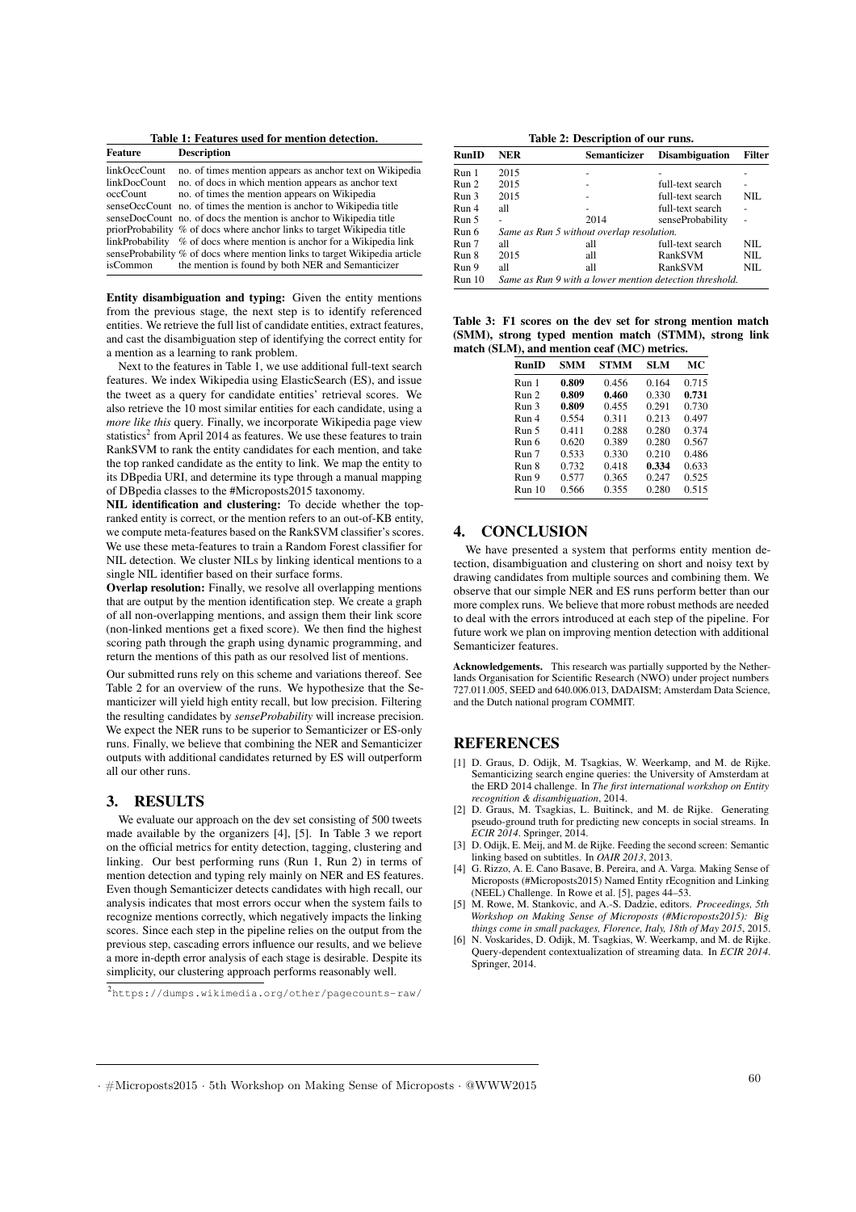Table 1: Features used for mention detection.

| Feature | Description |
|---|---|
| linkOccCount | no. of times mention appears as anchor text on Wikipedia |
| linkDocCount | no. of docs in which mention appears as anchor text |
| occCount | no. of times the mention appears on Wikipedia |
| senseOccCount | no. of times the mention is anchor to Wikipedia title |
| senseDocCount | no. of docs the mention is anchor to Wikipedia title |
| priorProbability | % of docs where anchor links to target Wikipedia title |
| linkProbability | % of docs where mention is anchor for a Wikipedia link |
| senseProbability | % of docs where mention links to target Wikipedia article |
| isCommon | the mention is found by both NER and Semanticizer |

**Entity disambiguation and typing:** Given the entity mentions from the previous stage, the next step is to identify referenced entities. We retrieve the full list of candidate entities, extract features, and cast the disambiguation step of identifying the correct entity for a mention as a learning to rank problem.

Next to the features in Table 1, we use additional full-text search features. We index Wikipedia using ElasticSearch (ES), and issue the tweet as a query for candidate entities' retrieval scores. We also retrieve the 10 most similar entities for each candidate, using a *more like this* query. Finally, we incorporate Wikipedia page view statistics[2] from April 2014 as features. We use these features to train RankSVM to rank the entity candidates for each mention, and take the top ranked candidate as the entity to link. We map the entity to its DBpedia URI, and determine its type through a manual mapping of DBpedia classes to the #Microposts2015 taxonomy.

**NIL identification and clustering:** To decide whether the top-ranked entity is correct, or the mention refers to an out-of-KB entity, we compute meta-features based on the RankSVM classifier's scores. We use these meta-features to train a Random Forest classifier for NIL detection. We cluster NILs by linking identical mentions to a single NIL identifier based on their surface forms.

**Overlap resolution:** Finally, we resolve all overlapping mentions that are output by the mention identification step. We create a graph of all non-overlapping mentions, and assign them their link score (non-linked mentions get a fixed score). We then find the highest scoring path through the graph using dynamic programming, and return the mentions of this path as our resolved list of mentions.

Our submitted runs rely on this scheme and variations thereof. See Table 2 for an overview of the runs. We hypothesize that the Semanticizer will yield high entity recall, but low precision. Filtering the resulting candidates by *senseProbability* will increase precision. We expect the NER runs to be superior to Semanticizer or ES-only runs. Finally, we believe that combining the NER and Semanticizer outputs with additional candidates returned by ES will outperform all our other runs.

## 3. RESULTS

We evaluate our approach on the dev set consisting of 500 tweets made available by the organizers [4], [5]. In Table 3 we report on the official metrics for entity detection, tagging, clustering and linking. Our best performing runs (Run 1, Run 2) in terms of mention detection and typing rely mainly on NER and ES features. Even though Semanticizer detects candidates with high recall, our analysis indicates that most errors occur when the system fails to recognize mentions correctly, which negatively impacts the linking scores. Since each step in the pipeline relies on the output from the previous step, cascading errors influence our results, and we believe a more in-depth error analysis of each stage is desirable. Despite its simplicity, our clustering approach performs reasonably well.

[2] https://dumps.wikimedia.org/other/pagecounts-raw/

Table 2: Description of our runs.

| RunID | NER | Semanticizer | Disambiguation | Filter |
|---|---|---|---|---|
| Run 1 | 2015 | - | - | - |
| Run 2 | 2015 | - | full-text search | - |
| Run 3 | 2015 | - | full-text search | NIL |
| Run 4 | all | - | full-text search | - |
| Run 5 | - | 2014 | senseProbability | - |
| Run 6 | *Same as Run 5 without overlap resolution.* | | | |
| Run 7 | all | all | full-text search | NIL |
| Run 8 | 2015 | all | RankSVM | NIL |
| Run 9 | all | all | RankSVM | NIL |
| Run 10 | *Same as Run 9 with a lower mention detection threshold.* | | | |

Table 3: F1 scores on the dev set for strong mention match (SMM), strong typed mention match (STMM), strong link match (SLM), and mention ceaf (MC) metrics.

| RunID | SMM | STMM | SLM | MC |
|---|---|---|---|---|
| Run 1 | **0.809** | 0.456 | 0.164 | 0.715 |
| Run 2 | **0.809** | **0.460** | 0.330 | **0.731** |
| Run 3 | **0.809** | 0.455 | 0.291 | 0.730 |
| Run 4 | 0.554 | 0.311 | 0.213 | 0.497 |
| Run 5 | 0.411 | 0.288 | 0.280 | 0.374 |
| Run 6 | 0.620 | 0.389 | 0.280 | 0.567 |
| Run 7 | 0.533 | 0.330 | 0.210 | 0.486 |
| Run 8 | 0.732 | 0.418 | **0.334** | 0.633 |
| Run 9 | 0.577 | 0.365 | 0.247 | 0.525 |
| Run 10 | 0.566 | 0.355 | 0.280 | 0.515 |

## 4. CONCLUSION

We have presented a system that performs entity mention detection, disambiguation and clustering on short and noisy text by drawing candidates from multiple sources and combining them. We observe that our simple NER and ES runs perform better than our more complex runs. We believe that more robust methods are needed to deal with the errors introduced at each step of the pipeline. For future work we plan on improving mention detection with additional Semanticizer features.

**Acknowledgements.** This research was partially supported by the Netherlands Organisation for Scientific Research (NWO) under project numbers 727.011.005, SEED and 640.006.013, DADAISM; Amsterdam Data Science, and the Dutch national program COMMIT.

## REFERENCES

[1] D. Graus, D. Odijk, M. Tsagkias, W. Weerkamp, and M. de Rijke. Semanticizing search engine queries: the University of Amsterdam at the ERD 2014 challenge. In *The first international workshop on Entity recognition & disambiguation*, 2014.

[2] D. Graus, M. Tsagkias, L. Buitinck, and M. de Rijke. Generating pseudo-ground truth for predicting new concepts in social streams. In *ECIR 2014*. Springer, 2014.

[3] D. Odijk, E. Meij, and M. de Rijke. Feeding the second screen: Semantic linking based on subtitles. In *OAIR 2013*, 2013.

[4] G. Rizzo, A. E. Cano Basave, B. Pereira, and A. Varga. Making Sense of Microposts (#Microposts2015) Named Entity rEcognition and Linking (NEEL) Challenge. In Rowe et al. [5], pages 44–53.

[5] M. Rowe, M. Stankovic, and A.-S. Dadzie, editors. *Proceedings, 5th Workshop on Making Sense of Microposts (#Microposts2015): Big things come in small packages, Florence, Italy, 18th of May 2015*, 2015.

[6] N. Voskarides, D. Odijk, M. Tsagkias, W. Weerkamp, and M. de Rijke. Query-dependent contextualization of streaming data. In *ECIR 2014*. Springer, 2014.